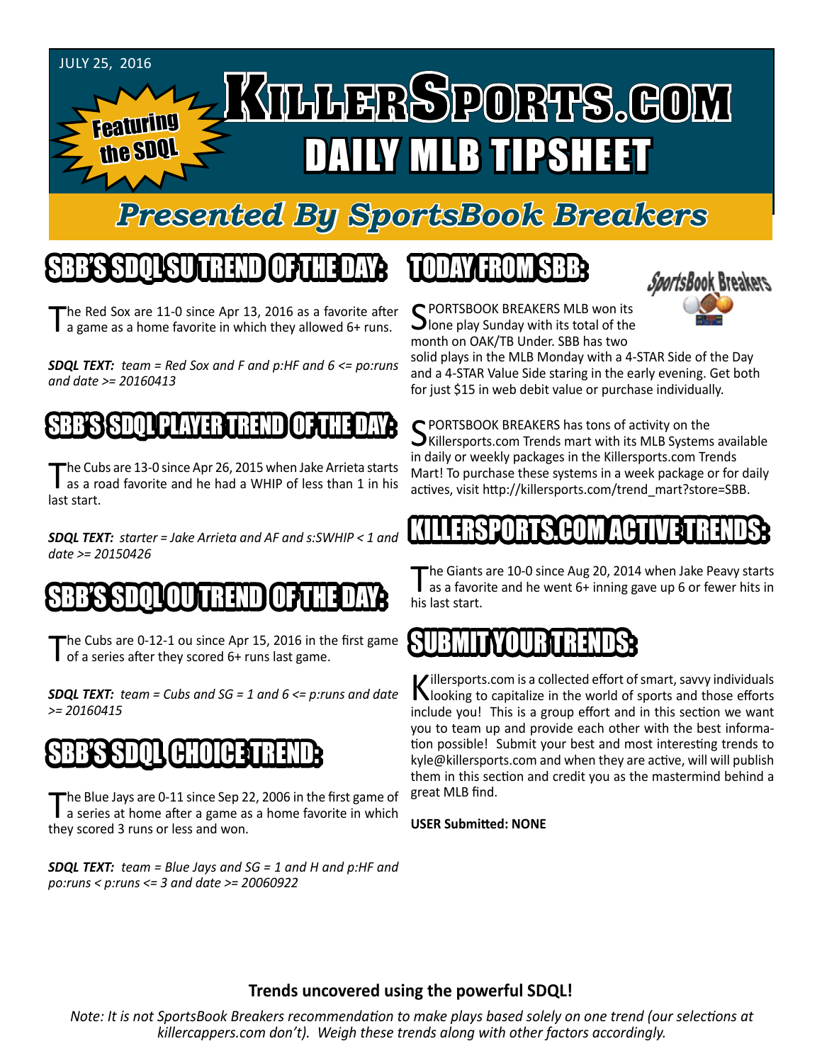JULY 25, 2016

Featuring the SDQL

# KILLERSPORTS.COM DAILY MLB TIPSHEET

## Presented By SportsBook Breakers

## SBB'S SDQL SU TREND OF THE DAY:

The Red Sox are 11-0 since Apr 13, 2016 as a favorite after a game as a home favorite in which they allowed 6+ runs.

***SDQL TEXT:*** *team = Red Sox and F and p:HF and 6 <= po:runs and date >= 20160413*

## SBB'S SDQL PLAYER TREND OF THE DAY:

The Cubs are 13-0 since Apr 26, 2015 when Jake Arrieta starts as a road favorite and he had a WHIP of less than 1 in his last start.

***SDQL TEXT:*** *starter = Jake Arrieta and AF and s:SWHIP < 1 and date >= 20150426*

## SBB'S SDQL OU TREND OF THE DAY:

The Cubs are 0-12-1 ou since Apr 15, 2016 in the first game of a series after they scored 6+ runs last game.

***SDQL TEXT:*** *team = Cubs and SG = 1 and 6 <= p:runs and date >= 20160415*

## SBB'S SDQL CHOICE TREND:

The Blue Jays are 0-11 since Sep 22, 2006 in the first game of a series at home after a game as a home favorite in which they scored 3 runs or less and won.

***SDQL TEXT:*** *team = Blue Jays and SG = 1 and H and p:HF and po:runs < p:runs <= 3 and date >= 20060922*

## TODAY FROM SBB:

SportsBook Breakers

SPORTSBOOK BREAKERS MLB won its lone play Sunday with its total of the month on OAK/TB Under. SBB has two solid plays in the MLB Monday with a 4-STAR Side of the Day and a 4-STAR Value Side staring in the early evening. Get both for just $15 in web debit value or purchase individually.

SPORTSBOOK BREAKERS has tons of activity on the Killersports.com Trends mart with its MLB Systems available in daily or weekly packages in the Killersports.com Trends Mart! To purchase these systems in a week package or for daily actives, visit http://killersports.com/trend_mart?store=SBB.

## KILLERSPORTS.COM ACTIVE TRENDS:

The Giants are 10-0 since Aug 20, 2014 when Jake Peavy starts as a favorite and he went 6+ inning gave up 6 or fewer hits in his last start.

## SUBMIT YOUR TRENDS:

Killersports.com is a collected effort of smart, savvy individuals looking to capitalize in the world of sports and those efforts include you! This is a group effort and in this section we want you to team up and provide each other with the best information possible! Submit your best and most interesting trends to kyle@killersports.com and when they are active, will will publish them in this section and credit you as the mastermind behind a great MLB find.

**USER Submitted: NONE**

**Trends uncovered using the powerful SDQL!**

*Note: It is not SportsBook Breakers recommendation to make plays based solely on one trend (our selections at killercappers.com don't). Weigh these trends along with other factors accordingly.*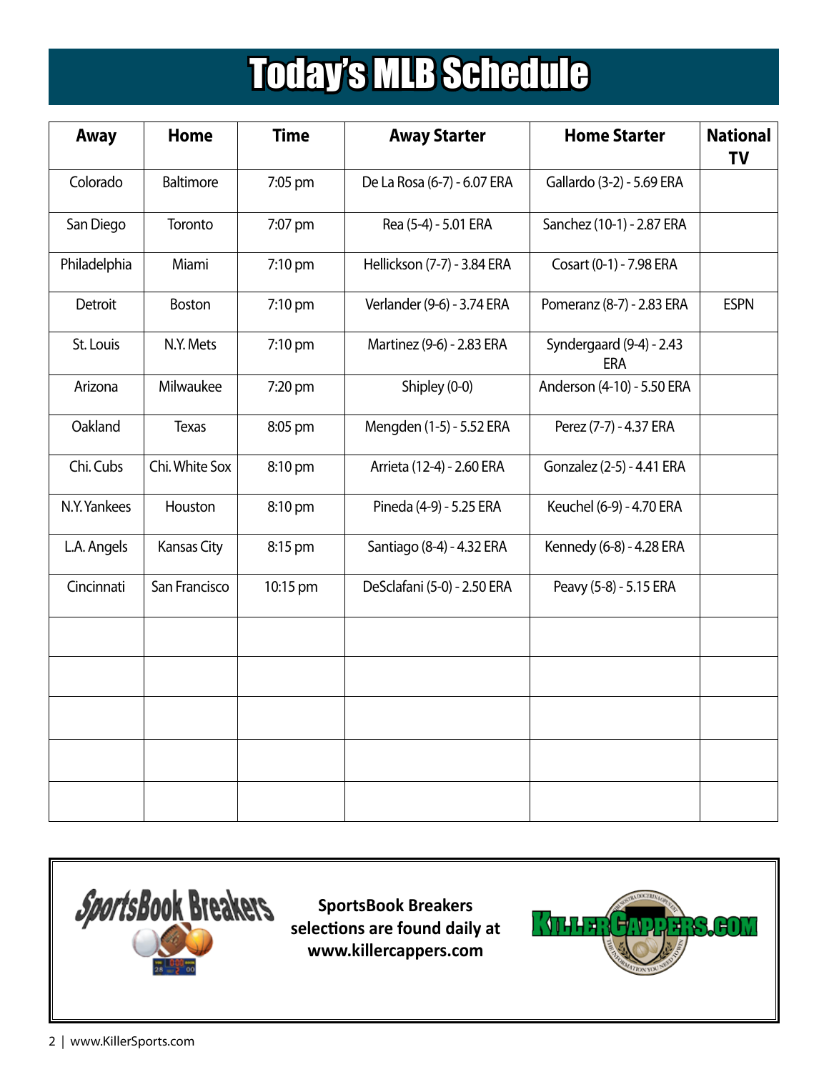# Today's MLB Schedule

| Away | Home | Time | Away Starter | Home Starter | National TV |
|---|---|---|---|---|---|
| Colorado | Baltimore | 7:05 pm | De La Rosa (6-7) - 6.07 ERA | Gallardo (3-2) - 5.69 ERA | |
| San Diego | Toronto | 7:07 pm | Rea (5-4) - 5.01 ERA | Sanchez (10-1) - 2.87 ERA | |
| Philadelphia | Miami | 7:10 pm | Hellickson (7-7) - 3.84 ERA | Cosart (0-1) - 7.98 ERA | |
| Detroit | Boston | 7:10 pm | Verlander (9-6) - 3.74 ERA | Pomeranz (8-7) - 2.83 ERA | ESPN |
| St. Louis | N.Y. Mets | 7:10 pm | Martinez (9-6) - 2.83 ERA | Syndergaard (9-4) - 2.43 ERA | |
| Arizona | Milwaukee | 7:20 pm | Shipley (0-0) | Anderson (4-10) - 5.50 ERA | |
| Oakland | Texas | 8:05 pm | Mengden (1-5) - 5.52 ERA | Perez (7-7) - 4.37 ERA | |
| Chi. Cubs | Chi. White Sox | 8:10 pm | Arrieta (12-4) - 2.60 ERA | Gonzalez (2-5) - 4.41 ERA | |
| N.Y. Yankees | Houston | 8:10 pm | Pineda (4-9) - 5.25 ERA | Keuchel (6-9) - 4.70 ERA | |
| L.A. Angels | Kansas City | 8:15 pm | Santiago (8-4) - 4.32 ERA | Kennedy (6-8) - 4.28 ERA | |
| Cincinnati | San Francisco | 10:15 pm | DeSclafani (5-0) - 2.50 ERA | Peavy (5-8) - 5.15 ERA | |
| | | | | | |
| | | | | | |
| | | | | | |
| | | | | | |
| | | | | | |

SportsBook Breakers

**SportsBook Breakers selections are found daily at www.killercappers.com**

KILLERCAPPERS.COM